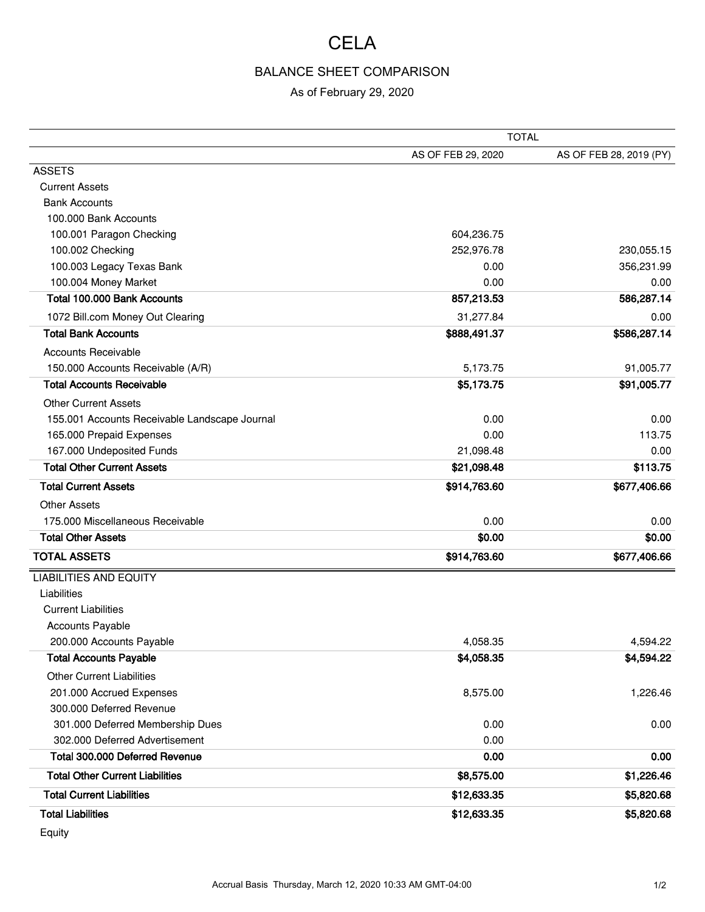# CELA

## BALANCE SHEET COMPARISON

As of February 29, 2020

| | TOTAL | |
|---|---|---|
| | AS OF FEB 29, 2020 | AS OF FEB 28, 2019 (PY) |
| ASSETS | | |
| Current Assets | | |
| Bank Accounts | | |
| 100.000 Bank Accounts | | |
| 100.001 Paragon Checking | 604,236.75 | |
| 100.002 Checking | 252,976.78 | 230,055.15 |
| 100.003 Legacy Texas Bank | 0.00 | 356,231.99 |
| 100.004 Money Market | 0.00 | 0.00 |
| **Total 100.000 Bank Accounts** | **857,213.53** | **586,287.14** |
| 1072 Bill.com Money Out Clearing | 31,277.84 | 0.00 |
| **Total Bank Accounts** | **$888,491.37** | **$586,287.14** |
| Accounts Receivable | | |
| 150.000 Accounts Receivable (A/R) | 5,173.75 | 91,005.77 |
| **Total Accounts Receivable** | **$5,173.75** | **$91,005.77** |
| Other Current Assets | | |
| 155.001 Accounts Receivable Landscape Journal | 0.00 | 0.00 |
| 165.000 Prepaid Expenses | 0.00 | 113.75 |
| 167.000 Undeposited Funds | 21,098.48 | 0.00 |
| **Total Other Current Assets** | **$21,098.48** | **$113.75** |
| **Total Current Assets** | **$914,763.60** | **$677,406.66** |
| Other Assets | | |
| 175.000 Miscellaneous Receivable | 0.00 | 0.00 |
| **Total Other Assets** | **$0.00** | **$0.00** |
| **TOTAL ASSETS** | **$914,763.60** | **$677,406.66** |
| LIABILITIES AND EQUITY | | |
| Liabilities | | |
| Current Liabilities | | |
| Accounts Payable | | |
| 200.000 Accounts Payable | 4,058.35 | 4,594.22 |
| **Total Accounts Payable** | **$4,058.35** | **$4,594.22** |
| Other Current Liabilities | | |
| 201.000 Accrued Expenses | 8,575.00 | 1,226.46 |
| 300.000 Deferred Revenue | | |
| 301.000 Deferred Membership Dues | 0.00 | 0.00 |
| 302.000 Deferred Advertisement | 0.00 | |
| **Total 300.000 Deferred Revenue** | **0.00** | **0.00** |
| **Total Other Current Liabilities** | **$8,575.00** | **$1,226.46** |
| **Total Current Liabilities** | **$12,633.35** | **$5,820.68** |
| **Total Liabilities** | **$12,633.35** | **$5,820.68** |
| Equity | | |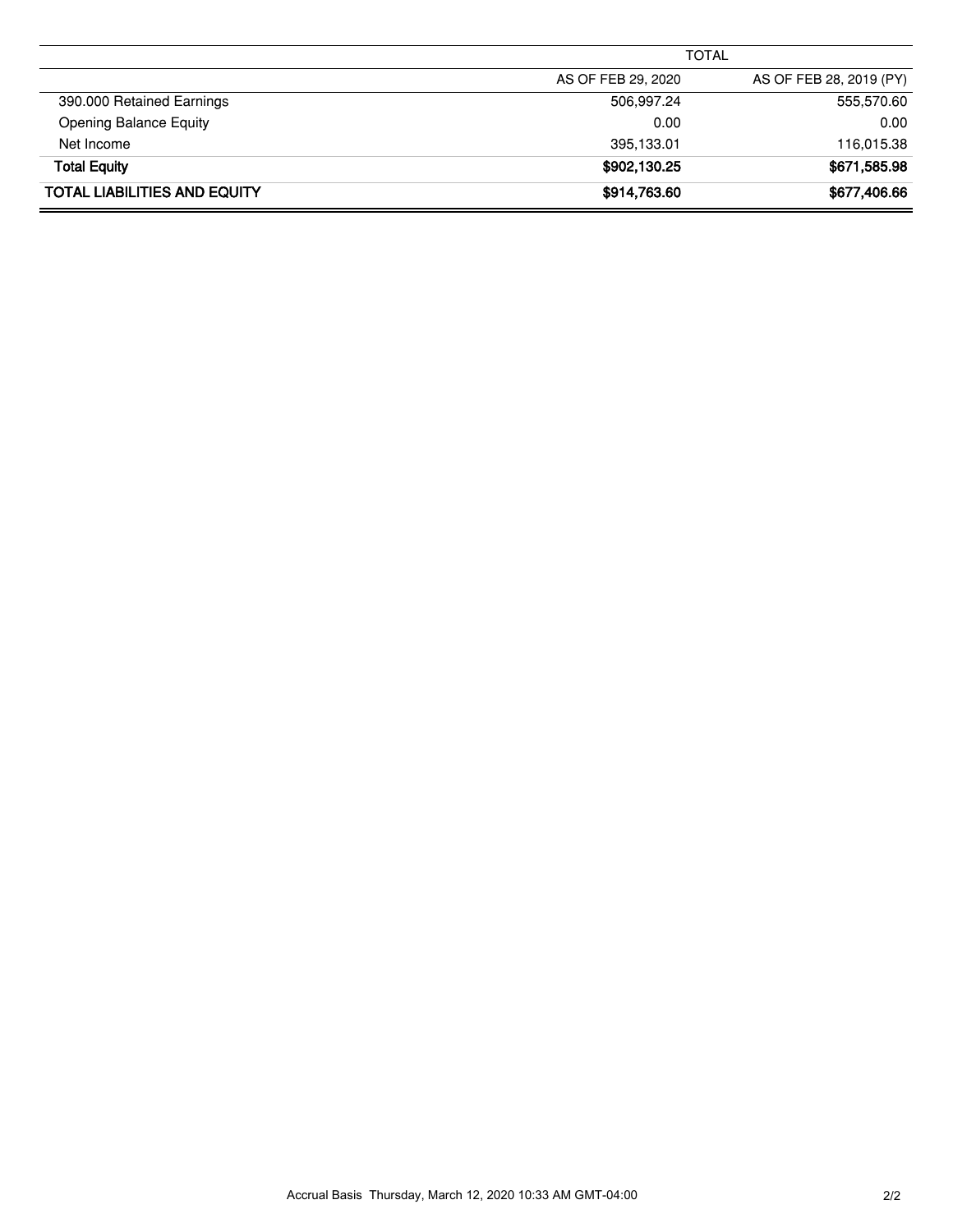| | TOTAL | |
| --- | --- | --- |
| | AS OF FEB 29, 2020 | AS OF FEB 28, 2019 (PY) |
| 390.000 Retained Earnings | 506,997.24 | 555,570.60 |
| Opening Balance Equity | 0.00 | 0.00 |
| Net Income | 395,133.01 | 116,015.38 |
| **Total Equity** | **$902,130.25** | **$671,585.98** |
| **TOTAL LIABILITIES AND EQUITY** | **$914,763.60** | **$677,406.66** |

Accrual Basis Thursday, March 12, 2020 10:33 AM GMT-04:00